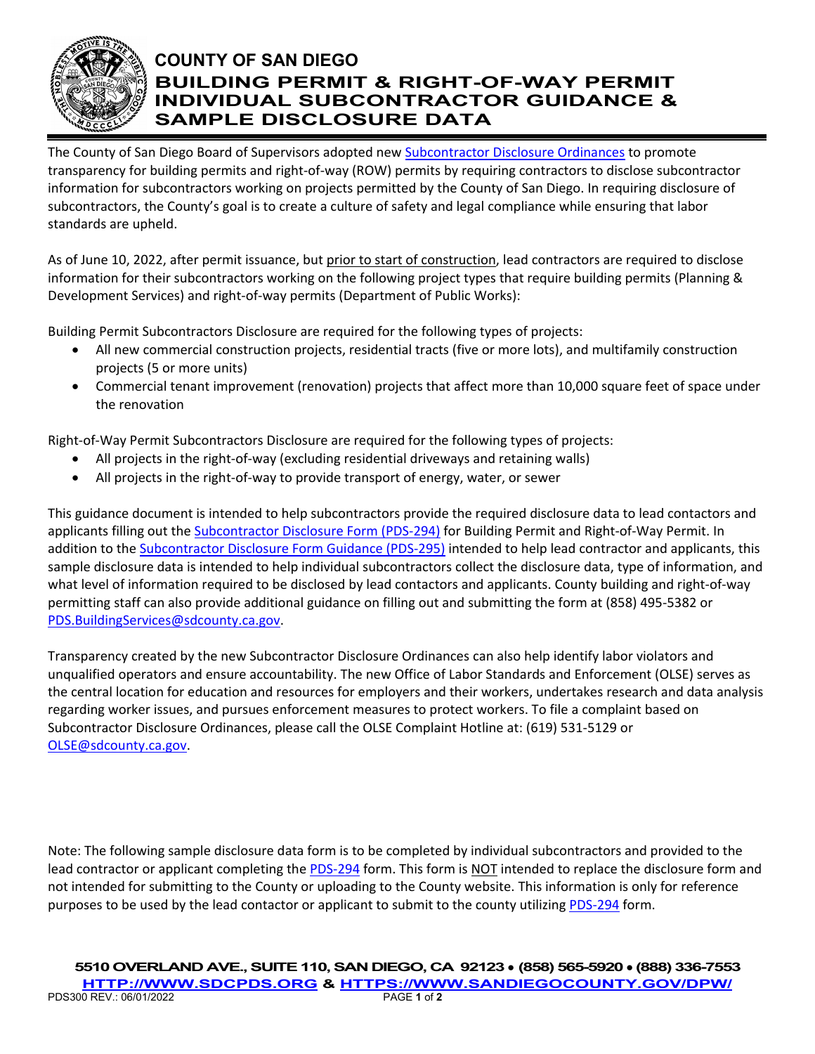# COUNTY OF SAN DIEGO
## BUILDING PERMIT & RIGHT-OF-WAY PERMIT INDIVIDUAL SUBCONTRACTOR GUIDANCE & SAMPLE DISCLOSURE DATA

The County of San Diego Board of Supervisors adopted new Subcontractor Disclosure Ordinances to promote transparency for building permits and right-of-way (ROW) permits by requiring contractors to disclose subcontractor information for subcontractors working on projects permitted by the County of San Diego. In requiring disclosure of subcontractors, the County's goal is to create a culture of safety and legal compliance while ensuring that labor standards are upheld.

As of June 10, 2022, after permit issuance, but prior to start of construction, lead contractors are required to disclose information for their subcontractors working on the following project types that require building permits (Planning & Development Services) and right-of-way permits (Department of Public Works):

Building Permit Subcontractors Disclosure are required for the following types of projects:

- All new commercial construction projects, residential tracts (five or more lots), and multifamily construction projects (5 or more units)
- Commercial tenant improvement (renovation) projects that affect more than 10,000 square feet of space under the renovation

Right-of-Way Permit Subcontractors Disclosure are required for the following types of projects:

- All projects in the right-of-way (excluding residential driveways and retaining walls)
- All projects in the right-of-way to provide transport of energy, water, or sewer

This guidance document is intended to help subcontractors provide the required disclosure data to lead contactors and applicants filling out the Subcontractor Disclosure Form (PDS-294) for Building Permit and Right-of-Way Permit. In addition to the Subcontractor Disclosure Form Guidance (PDS-295) intended to help lead contractor and applicants, this sample disclosure data is intended to help individual subcontractors collect the disclosure data, type of information, and what level of information required to be disclosed by lead contactors and applicants. County building and right-of-way permitting staff can also provide additional guidance on filling out and submitting the form at (858) 495-5382 or PDS.BuildingServices@sdcounty.ca.gov.

Transparency created by the new Subcontractor Disclosure Ordinances can also help identify labor violators and unqualified operators and ensure accountability. The new Office of Labor Standards and Enforcement (OLSE) serves as the central location for education and resources for employers and their workers, undertakes research and data analysis regarding worker issues, and pursues enforcement measures to protect workers. To file a complaint based on Subcontractor Disclosure Ordinances, please call the OLSE Complaint Hotline at: (619) 531-5129 or OLSE@sdcounty.ca.gov.

Note: The following sample disclosure data form is to be completed by individual subcontractors and provided to the lead contractor or applicant completing the PDS-294 form. This form is NOT intended to replace the disclosure form and not intended for submitting to the County or uploading to the County website. This information is only for reference purposes to be used by the lead contactor or applicant to submit to the county utilizing PDS-294 form.

**5510 OVERLAND AVE., SUITE 110, SAN DIEGO, CA 92123 • (858) 565-5920 • (888) 336-7553**
**HTTP://WWW.SDCPDS.ORG & HTTPS://WWW.SANDIEGOCOUNTY.GOV/DPW/**

PDS300 REV.: 06/01/2022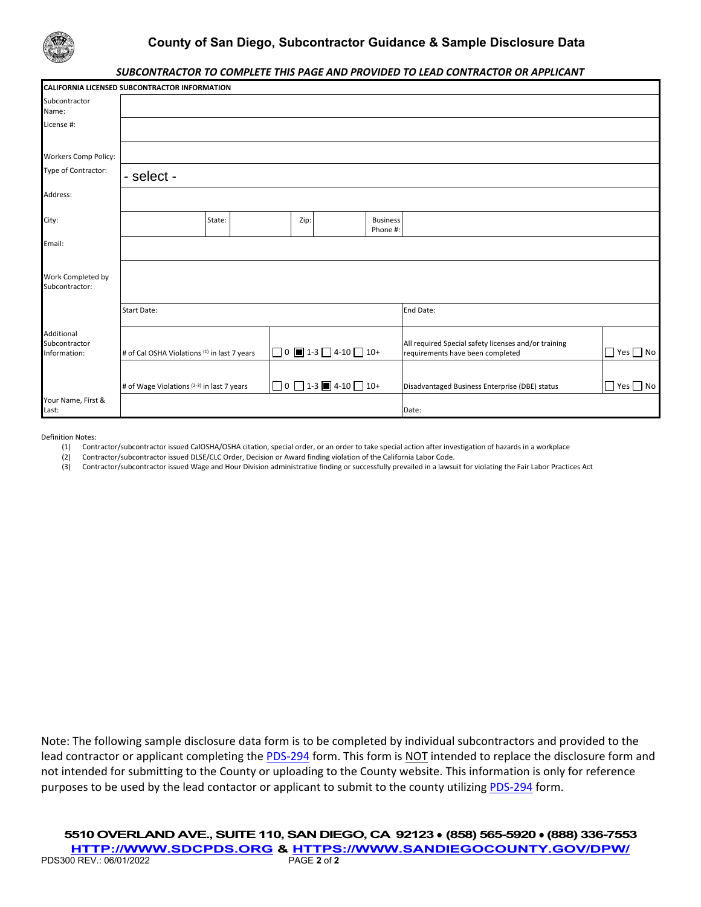## County of San Diego, Subcontractor Guidance & Sample Disclosure Data

***SUBCONTRACTOR TO COMPLETE THIS PAGE AND PROVIDED TO LEAD CONTRACTOR OR APPLICANT***

| **CALIFORNIA LICENSED SUBCONTRACTOR INFORMATION** | | | | | | | | | |
|---|---|---|---|---|---|---|---|---|---|
| Subcontractor Name: | | | | | | | | | |
| License #: | | | | | | | | | |
| Workers Comp Policy: | | | | | | | | | |
| Type of Contractor: | - select - | | | | | | | | |
| Address: | | | | | | | | | |
| City: | | State: | | Zip: | | Business Phone #: | | | |
| Email: | | | | | | | | | |
| Work Completed by Subcontractor: | | | | | | | | | |
| | Start Date: | | | | | | End Date: | | |
| Additional Subcontractor Information: | # of Cal OSHA Violations [(1)] in last 7 years | | ☐ 0 ■ 1-3 ☐ 4-10 ☐ 10+ | | | | All required Special safety licenses and/or training requirements have been completed | ☐ Yes ☐ No | |
| | # of Wage Violations [(2-3)] in last 7 years | | ☐ 0 ☐ 1-3 ■ 4-10 ☐ 10+ | | | | Disadvantaged Business Enterprise (DBE) status | ☐ Yes ☐ No | |
| Your Name, First & Last: | | | | | | | Date: | | |

Definition Notes:

(1) Contractor/subcontractor issued CalOSHA/OSHA citation, special order, or an order to take special action after investigation of hazards in a workplace

(2) Contractor/subcontractor issued DLSE/CLC Order, Decision or Award finding violation of the California Labor Code.

(3) Contractor/subcontractor issued Wage and Hour Division administrative finding or successfully prevailed in a lawsuit for violating the Fair Labor Practices Act

Note: The following sample disclosure data form is to be completed by individual subcontractors and provided to the lead contractor or applicant completing the PDS-294 form. This form is NOT intended to replace the disclosure form and not intended for submitting to the County or uploading to the County website. This information is only for reference purposes to be used by the lead contactor or applicant to submit to the county utilizing PDS-294 form.

**5510 OVERLAND AVE., SUITE 110, SAN DIEGO, CA 92123 • (858) 565-5920 • (888) 336-7553**

**HTTP://WWW.SDCPDS.ORG & HTTPS://WWW.SANDIEGOCOUNTY.GOV/DPW/**

PDS300 REV.: 06/01/2022